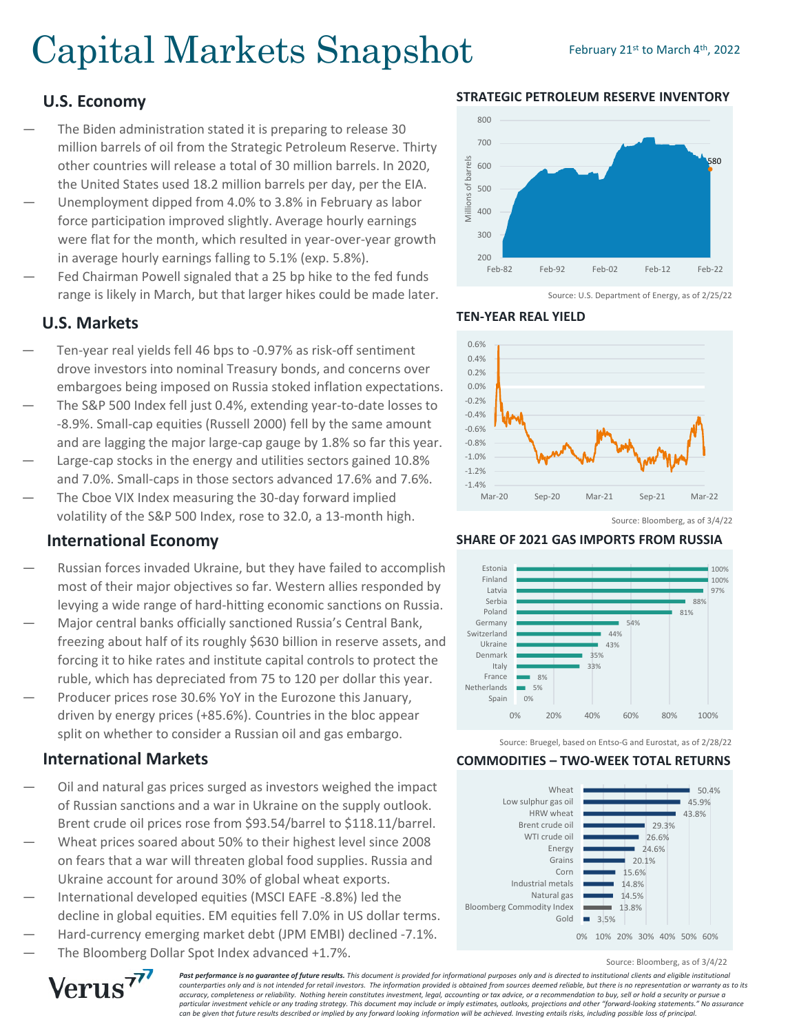# Capital Markets Snapshot

February 21st to March 4th, 2022

## U.S. Economy

- The Biden administration stated it is preparing to release 30 million barrels of oil from the Strategic Petroleum Reserve. Thirty other countries will release a total of 30 million barrels. In 2020, the United States used 18.2 million barrels per day, per the EIA.
- Unemployment dipped from 4.0% to 3.8% in February as labor force participation improved slightly. Average hourly earnings were flat for the month, which resulted in year-over-year growth in average hourly earnings falling to 5.1% (exp. 5.8%).
- Fed Chairman Powell signaled that a 25 bp hike to the fed funds range is likely in March, but that larger hikes could be made later.

## U.S. Markets

- Ten-year real yields fell 46 bps to -0.97% as risk-off sentiment drove investors into nominal Treasury bonds, and concerns over embargoes being imposed on Russia stoked inflation expectations.
- The S&P 500 Index fell just 0.4%, extending year-to-date losses to -8.9%. Small-cap equities (Russell 2000) fell by the same amount and are lagging the major large-cap gauge by 1.8% so far this year.
- Large-cap stocks in the energy and utilities sectors gained 10.8% and 7.0%. Small-caps in those sectors advanced 17.6% and 7.6%.
- The Cboe VIX Index measuring the 30-day forward implied volatility of the S&P 500 Index, rose to 32.0, a 13-month high.

## International Economy

- Russian forces invaded Ukraine, but they have failed to accomplish most of their major objectives so far. Western allies responded by levying a wide range of hard-hitting economic sanctions on Russia.
- Major central banks officially sanctioned Russia's Central Bank, freezing about half of its roughly $630 billion in reserve assets, and forcing it to hike rates and institute capital controls to protect the ruble, which has depreciated from 75 to 120 per dollar this year.
- Producer prices rose 30.6% YoY in the Eurozone this January, driven by energy prices (+85.6%). Countries in the bloc appear split on whether to consider a Russian oil and gas embargo.

## International Markets

- Oil and natural gas prices surged as investors weighed the impact of Russian sanctions and a war in Ukraine on the supply outlook. Brent crude oil prices rose from $93.54/barrel to $118.11/barrel.
- Wheat prices soared about 50% to their highest level since 2008 on fears that a war will threaten global food supplies. Russia and Ukraine account for around 30% of global wheat exports.
- International developed equities (MSCI EAFE -8.8%) led the decline in global equities. EM equities fell 7.0% in US dollar terms.
- Hard-currency emerging market debt (JPM EMBI) declined -7.1%.
- The Bloomberg Dollar Spot Index advanced +1.7%.

### STRATEGIC PETROLEUM RESERVE INVENTORY

Millions of barrels, Feb-82 to Feb-22; latest value: 580

Source: U.S. Department of Energy, as of 2/25/22

### TEN-YEAR REAL YIELD

Mar-20 to Mar-22

Source: Bloomberg, as of 3/4/22

### SHARE OF 2021 GAS IMPORTS FROM RUSSIA

| Country | Share |
|---|---|
| Estonia | 100% |
| Finland | 100% |
| Latvia | 97% |
| Serbia | 88% |
| Poland | 81% |
| Germany | 54% |
| Switzerland | 44% |
| Ukraine | 43% |
| Denmark | 35% |
| Italy | 33% |
| France | 8% |
| Netherlands | 5% |
| Spain | 0% |

Source: Bruegel, based on Entso-G and Eurostat, as of 2/28/22

### COMMODITIES – TWO-WEEK TOTAL RETURNS

| Commodity | Return |
|---|---|
| Wheat | 50.4% |
| Low sulphur gas oil | 45.9% |
| HRW wheat | 43.8% |
| Brent crude oil | 29.3% |
| WTI crude oil | 26.6% |
| Energy | 24.6% |
| Grains | 20.1% |
| Corn | 15.6% |
| Industrial metals | 14.8% |
| Natural gas | 14.5% |
| Bloomberg Commodity Index | 13.8% |
| Gold | 3.5% |

Source: Bloomberg, as of 3/4/22

Verus

***Past performance is no guarantee of future results.*** *This document is provided for informational purposes only and is directed to institutional clients and eligible institutional counterparties only and is not intended for retail investors. The information provided is obtained from sources deemed reliable, but there is no representation or warranty as to its accuracy, completeness or reliability. Nothing herein constitutes investment, legal, accounting or tax advice, or a recommendation to buy, sell or hold a security or pursue a particular investment vehicle or any trading strategy. This document may include or imply estimates, outlooks, projections and other "forward-looking statements." No assurance can be given that future results described or implied by any forward looking information will be achieved. Investing entails risks, including possible loss of principal.*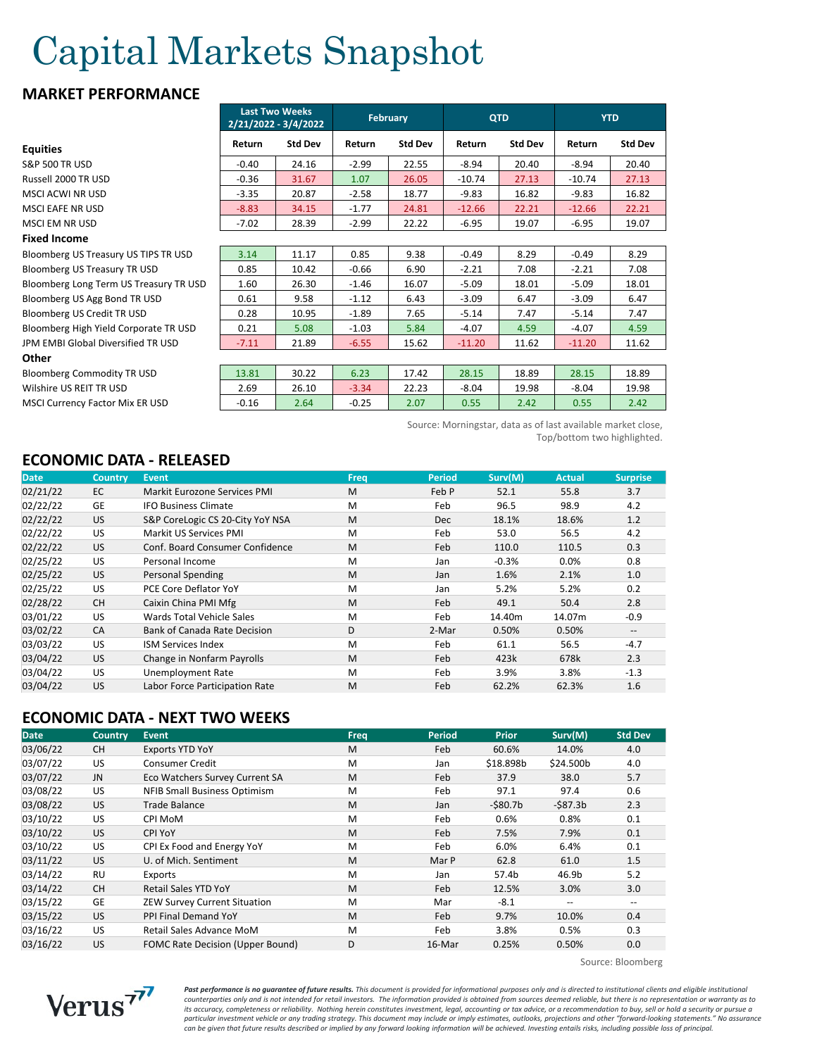# Capital Markets Snapshot

## MARKET PERFORMANCE

| | Last Two Weeks 2/21/2022 - 3/4/2022 | | February | | QTD | | YTD | |
|---|---|---|---|---|---|---|---|---|
| **Equities** | Return | Std Dev | Return | Std Dev | Return | Std Dev | Return | Std Dev |
| S&P 500 TR USD | -0.40 | 24.16 | -2.99 | 22.55 | -8.94 | 20.40 | -8.94 | 20.40 |
| Russell 2000 TR USD | -0.36 | 31.67 | 1.07 | 26.05 | -10.74 | 27.13 | -10.74 | 27.13 |
| MSCI ACWI NR USD | -3.35 | 20.87 | -2.58 | 18.77 | -9.83 | 16.82 | -9.83 | 16.82 |
| MSCI EAFE NR USD | -8.83 | 34.15 | -1.77 | 24.81 | -12.66 | 22.21 | -12.66 | 22.21 |
| MSCI EM NR USD | -7.02 | 28.39 | -2.99 | 22.22 | -6.95 | 19.07 | -6.95 | 19.07 |
| **Fixed Income** | | | | | | | | |
| Bloomberg US Treasury US TIPS TR USD | 3.14 | 11.17 | 0.85 | 9.38 | -0.49 | 8.29 | -0.49 | 8.29 |
| Bloomberg US Treasury TR USD | 0.85 | 10.42 | -0.66 | 6.90 | -2.21 | 7.08 | -2.21 | 7.08 |
| Bloomberg Long Term US Treasury TR USD | 1.60 | 26.30 | -1.46 | 16.07 | -5.09 | 18.01 | -5.09 | 18.01 |
| Bloomberg US Agg Bond TR USD | 0.61 | 9.58 | -1.12 | 6.43 | -3.09 | 6.47 | -3.09 | 6.47 |
| Bloomberg US Credit TR USD | 0.28 | 10.95 | -1.89 | 7.65 | -5.14 | 7.47 | -5.14 | 7.47 |
| Bloomberg High Yield Corporate TR USD | 0.21 | 5.08 | -1.03 | 5.84 | -4.07 | 4.59 | -4.07 | 4.59 |
| JPM EMBI Global Diversified TR USD | -7.11 | 21.89 | -6.55 | 15.62 | -11.20 | 11.62 | -11.20 | 11.62 |
| **Other** | | | | | | | | |
| Bloomberg Commodity TR USD | 13.81 | 30.22 | 6.23 | 17.42 | 28.15 | 18.89 | 28.15 | 18.89 |
| Wilshire US REIT TR USD | 2.69 | 26.10 | -3.34 | 22.23 | -8.04 | 19.98 | -8.04 | 19.98 |
| MSCI Currency Factor Mix ER USD | -0.16 | 2.64 | -0.25 | 2.07 | 0.55 | 2.42 | 0.55 | 2.42 |

Source: Morningstar, data as of last available market close, Top/bottom two highlighted.

## ECONOMIC DATA - RELEASED

| Date | Country | Event | Freq | Period | Surv(M) | Actual | Surprise |
|---|---|---|---|---|---|---|---|
| 02/21/22 | EC | Markit Eurozone Services PMI | M | Feb P | 52.1 | 55.8 | 3.7 |
| 02/22/22 | GE | IFO Business Climate | M | Feb | 96.5 | 98.9 | 4.2 |
| 02/22/22 | US | S&P CoreLogic CS 20-City YoY NSA | M | Dec | 18.1% | 18.6% | 1.2 |
| 02/22/22 | US | Markit US Services PMI | M | Feb | 53.0 | 56.5 | 4.2 |
| 02/22/22 | US | Conf. Board Consumer Confidence | M | Feb | 110.0 | 110.5 | 0.3 |
| 02/25/22 | US | Personal Income | M | Jan | -0.3% | 0.0% | 0.8 |
| 02/25/22 | US | Personal Spending | M | Jan | 1.6% | 2.1% | 1.0 |
| 02/25/22 | US | PCE Core Deflator YoY | M | Jan | 5.2% | 5.2% | 0.2 |
| 02/28/22 | CH | Caixin China PMI Mfg | M | Feb | 49.1 | 50.4 | 2.8 |
| 03/01/22 | US | Wards Total Vehicle Sales | M | Feb | 14.40m | 14.07m | -0.9 |
| 03/02/22 | CA | Bank of Canada Rate Decision | D | 2-Mar | 0.50% | 0.50% | -- |
| 03/03/22 | US | ISM Services Index | M | Feb | 61.1 | 56.5 | -4.7 |
| 03/04/22 | US | Change in Nonfarm Payrolls | M | Feb | 423k | 678k | 2.3 |
| 03/04/22 | US | Unemployment Rate | M | Feb | 3.9% | 3.8% | -1.3 |
| 03/04/22 | US | Labor Force Participation Rate | M | Feb | 62.2% | 62.3% | 1.6 |

## ECONOMIC DATA - NEXT TWO WEEKS

| Date | Country | Event | Freq | Period | Prior | Surv(M) | Std Dev |
|---|---|---|---|---|---|---|---|
| 03/06/22 | CH | Exports YTD YoY | M | Feb | 60.6% | 14.0% | 4.0 |
| 03/07/22 | US | Consumer Credit | M | Jan | $18.898b | $24.500b | 4.0 |
| 03/07/22 | JN | Eco Watchers Survey Current SA | M | Feb | 37.9 | 38.0 | 5.7 |
| 03/08/22 | US | NFIB Small Business Optimism | M | Feb | 97.1 | 97.4 | 0.6 |
| 03/08/22 | US | Trade Balance | M | Jan | -$80.7b | -$87.3b | 2.3 |
| 03/10/22 | US | CPI MoM | M | Feb | 0.6% | 0.8% | 0.1 |
| 03/10/22 | US | CPI YoY | M | Feb | 7.5% | 7.9% | 0.1 |
| 03/10/22 | US | CPI Ex Food and Energy YoY | M | Feb | 6.0% | 6.4% | 0.1 |
| 03/11/22 | US | U. of Mich. Sentiment | M | Mar P | 62.8 | 61.0 | 1.5 |
| 03/14/22 | RU | Exports | M | Jan | 57.4b | 46.9b | 5.2 |
| 03/14/22 | CH | Retail Sales YTD YoY | M | Feb | 12.5% | 3.0% | 3.0 |
| 03/15/22 | GE | ZEW Survey Current Situation | M | Mar | -8.1 | -- | -- |
| 03/15/22 | US | PPI Final Demand YoY | M | Feb | 9.7% | 10.0% | 0.4 |
| 03/16/22 | US | Retail Sales Advance MoM | M | Feb | 3.8% | 0.5% | 0.3 |
| 03/16/22 | US | FOMC Rate Decision (Upper Bound) | D | 16-Mar | 0.25% | 0.50% | 0.0 |

Source: Bloomberg

Verus

***Past performance is no guarantee of future results.*** *This document is provided for informational purposes only and is directed to institutional clients and eligible institutional counterparties only and is not intended for retail investors. The information provided is obtained from sources deemed reliable, but there is no representation or warranty as to its accuracy, completeness or reliability. Nothing herein constitutes investment, legal, accounting or tax advice, or a recommendation to buy, sell or hold a security or pursue a particular investment vehicle or any trading strategy. This document may include or imply estimates, outlooks, projections and other "forward-looking statements." No assurance can be given that future results described or implied by any forward looking information will be achieved. Investing entails risks, including possible loss of principal.*